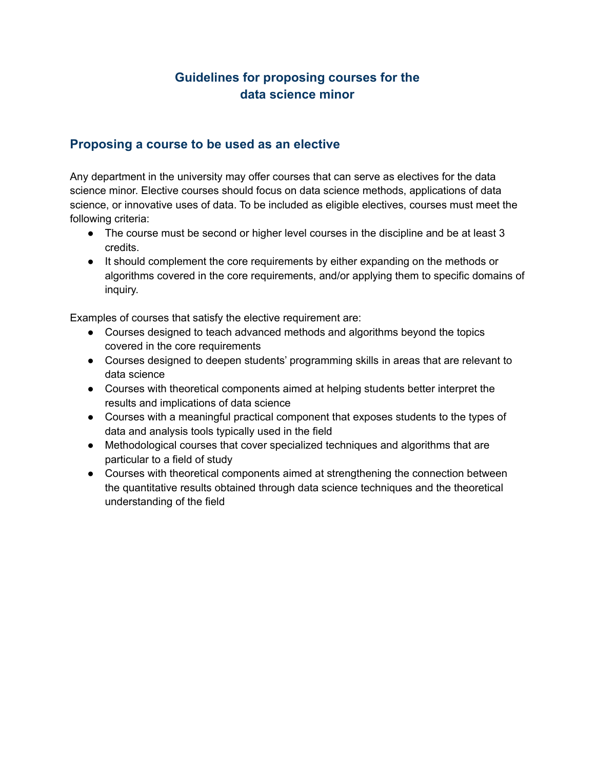# Guidelines for proposing courses for the data science minor

## Proposing a course to be used as an elective

Any department in the university may offer courses that can serve as electives for the data science minor. Elective courses should focus on data science methods, applications of data science, or innovative uses of data. To be included as eligible electives, courses must meet the following criteria:

- The course must be second or higher level courses in the discipline and be at least 3 credits.
- It should complement the core requirements by either expanding on the methods or algorithms covered in the core requirements, and/or applying them to specific domains of inquiry.

Examples of courses that satisfy the elective requirement are:

- Courses designed to teach advanced methods and algorithms beyond the topics covered in the core requirements
- Courses designed to deepen students' programming skills in areas that are relevant to data science
- Courses with theoretical components aimed at helping students better interpret the results and implications of data science
- Courses with a meaningful practical component that exposes students to the types of data and analysis tools typically used in the field
- Methodological courses that cover specialized techniques and algorithms that are particular to a field of study
- Courses with theoretical components aimed at strengthening the connection between the quantitative results obtained through data science techniques and the theoretical understanding of the field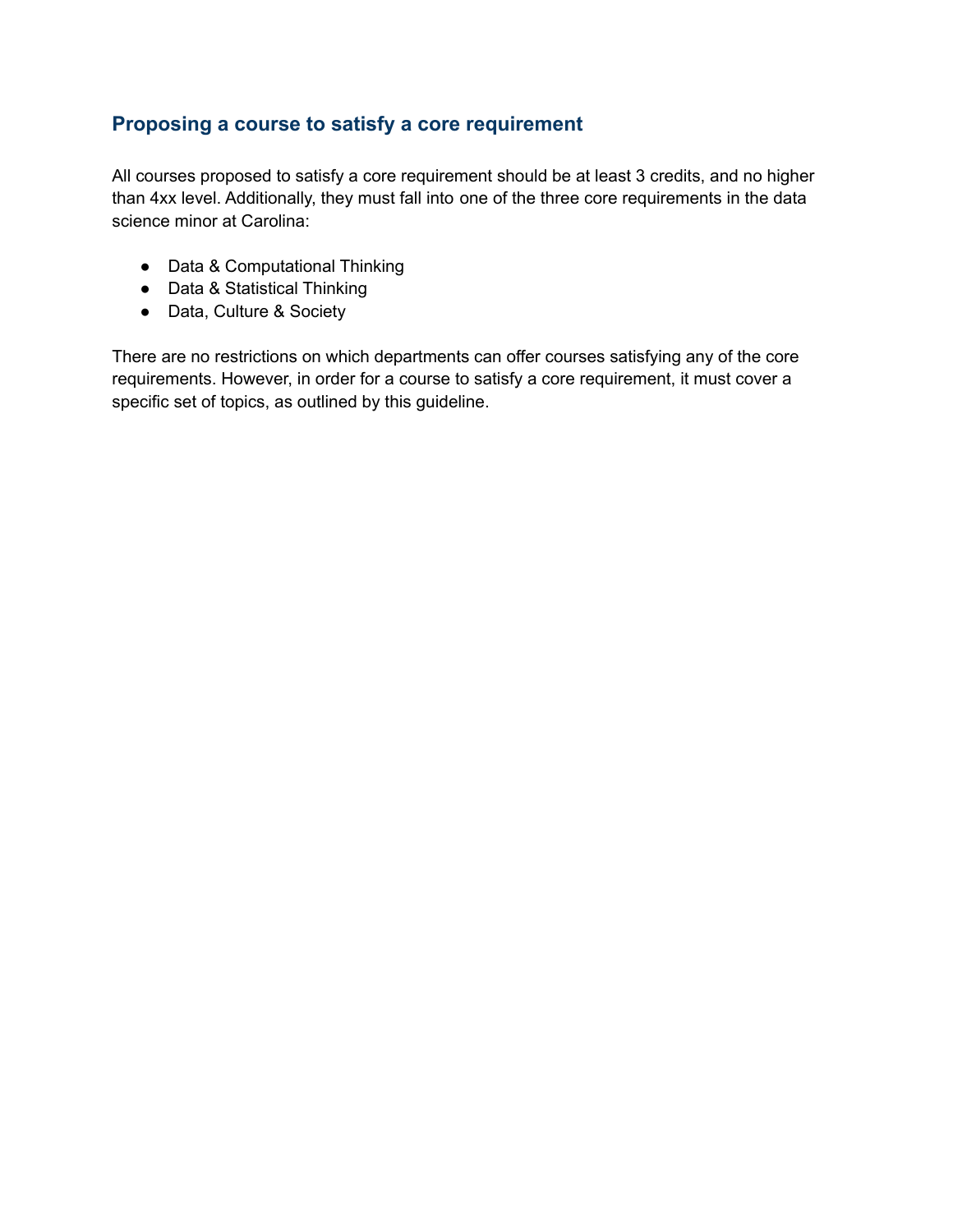## Proposing a course to satisfy a core requirement

All courses proposed to satisfy a core requirement should be at least 3 credits, and no higher than 4xx level. Additionally, they must fall into one of the three core requirements in the data science minor at Carolina:

- Data & Computational Thinking
- Data & Statistical Thinking
- Data, Culture & Society

There are no restrictions on which departments can offer courses satisfying any of the core requirements. However, in order for a course to satisfy a core requirement, it must cover a specific set of topics, as outlined by this guideline.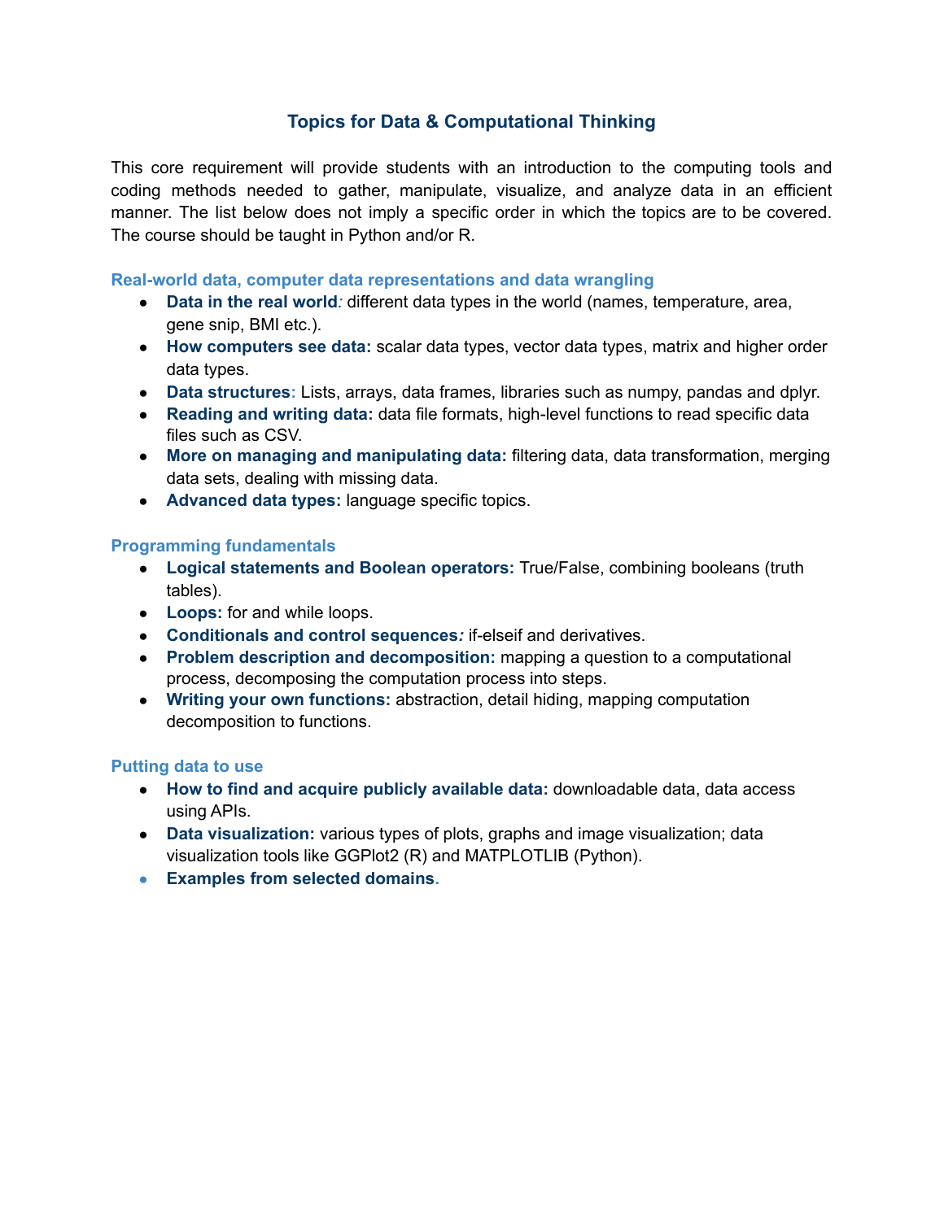# Topics for Data & Computational Thinking

This core requirement will provide students with an introduction to the computing tools and coding methods needed to gather, manipulate, visualize, and analyze data in an efficient manner. The list below does not imply a specific order in which the topics are to be covered. The course should be taught in Python and/or R.

### Real-world data, computer data representations and data wrangling

- **Data in the real world***:* different data types in the world (names, temperature, area, gene snip, BMI etc.).
- **How computers see data:** scalar data types, vector data types, matrix and higher order data types.
- **Data structures:** Lists, arrays, data frames, libraries such as numpy, pandas and dplyr.
- **Reading and writing data:** data file formats, high-level functions to read specific data files such as CSV.
- **More on managing and manipulating data:** filtering data, data transformation, merging data sets, dealing with missing data.
- **Advanced data types:** language specific topics.

### Programming fundamentals

- **Logical statements and Boolean operators:** True/False, combining booleans (truth tables).
- **Loops:** for and while loops.
- **Conditionals and control sequences***:* if-elseif and derivatives.
- **Problem description and decomposition:** mapping a question to a computational process, decomposing the computation process into steps.
- **Writing your own functions:** abstraction, detail hiding, mapping computation decomposition to functions.

### Putting data to use

- **How to find and acquire publicly available data:** downloadable data, data access using APIs.
- **Data visualization:** various types of plots, graphs and image visualization; data visualization tools like GGPlot2 (R) and MATPLOTLIB (Python).
- **Examples from selected domains.**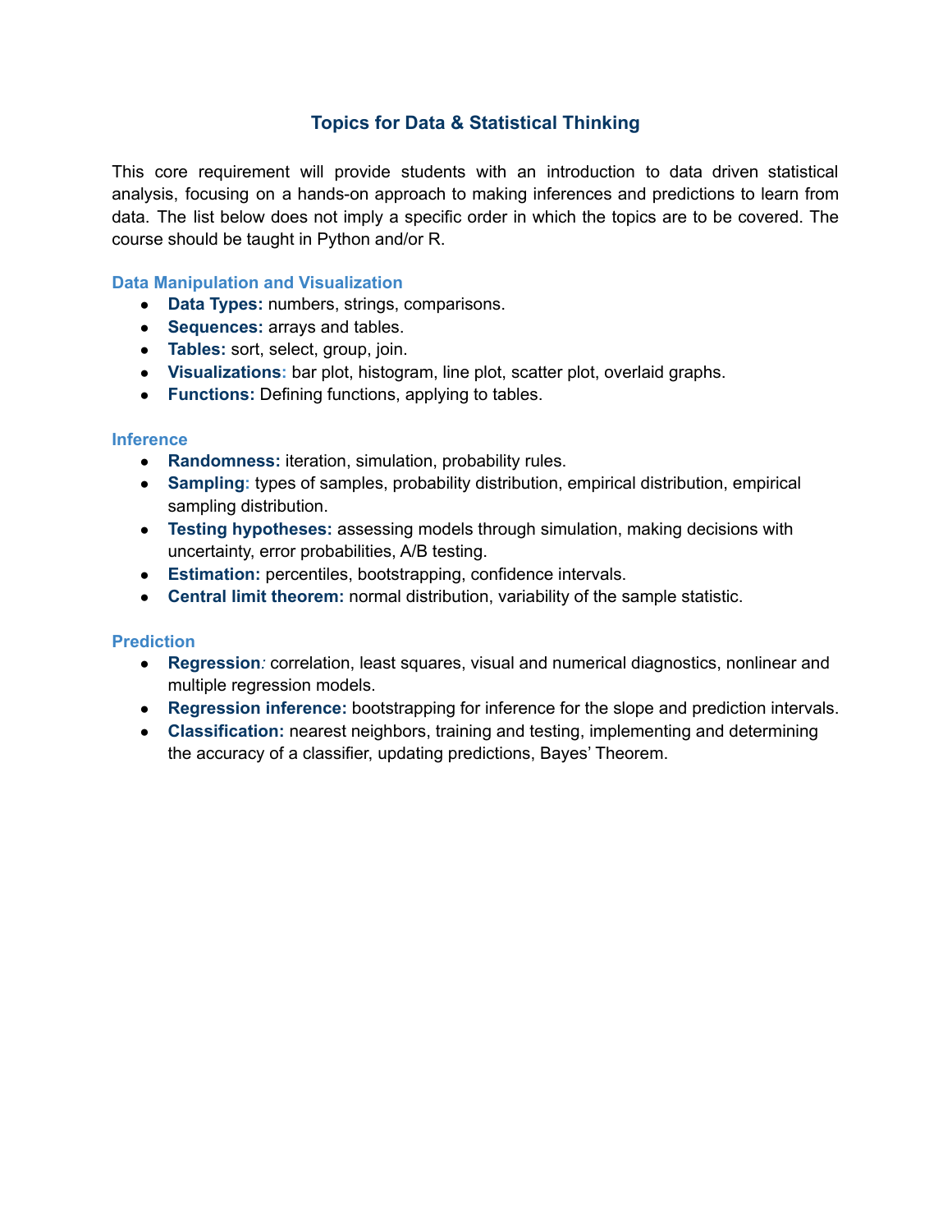# Topics for Data & Statistical Thinking

This core requirement will provide students with an introduction to data driven statistical analysis, focusing on a hands-on approach to making inferences and predictions to learn from data. The list below does not imply a specific order in which the topics are to be covered. The course should be taught in Python and/or R.

### Data Manipulation and Visualization

- **Data Types:** numbers, strings, comparisons.
- **Sequences:** arrays and tables.
- **Tables:** sort, select, group, join.
- **Visualizations:** bar plot, histogram, line plot, scatter plot, overlaid graphs.
- **Functions:** Defining functions, applying to tables.

### Inference

- **Randomness:** iteration, simulation, probability rules.
- **Sampling:** types of samples, probability distribution, empirical distribution, empirical sampling distribution.
- **Testing hypotheses:** assessing models through simulation, making decisions with uncertainty, error probabilities, A/B testing.
- **Estimation:** percentiles, bootstrapping, confidence intervals.
- **Central limit theorem:** normal distribution, variability of the sample statistic.

### Prediction

- **Regression:** correlation, least squares, visual and numerical diagnostics, nonlinear and multiple regression models.
- **Regression inference:** bootstrapping for inference for the slope and prediction intervals.
- **Classification:** nearest neighbors, training and testing, implementing and determining the accuracy of a classifier, updating predictions, Bayes' Theorem.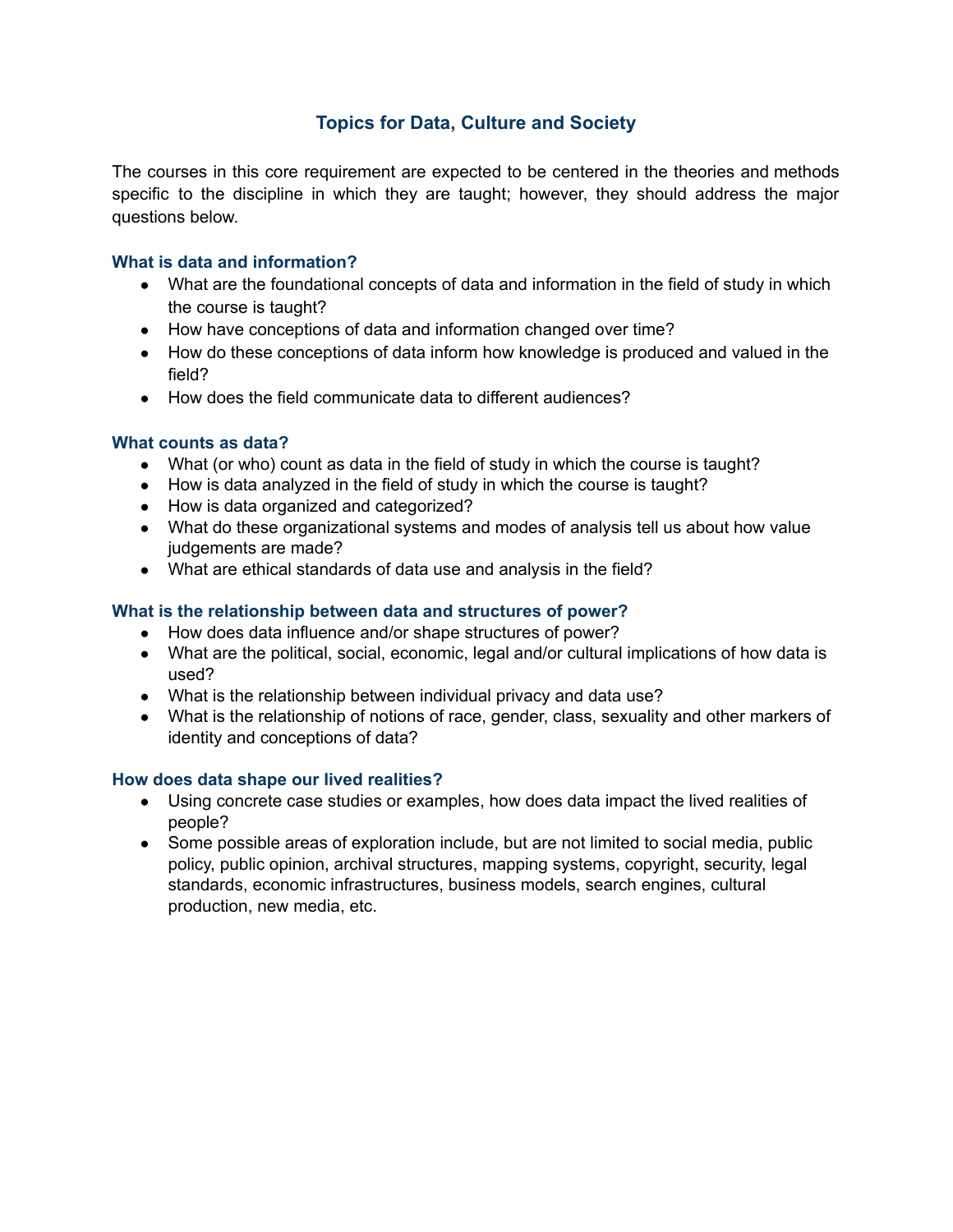## Topics for Data, Culture and Society

The courses in this core requirement are expected to be centered in the theories and methods specific to the discipline in which they are taught; however, they should address the major questions below.

### What is data and information?

- What are the foundational concepts of data and information in the field of study in which the course is taught?
- How have conceptions of data and information changed over time?
- How do these conceptions of data inform how knowledge is produced and valued in the field?
- How does the field communicate data to different audiences?

### What counts as data?

- What (or who) count as data in the field of study in which the course is taught?
- How is data analyzed in the field of study in which the course is taught?
- How is data organized and categorized?
- What do these organizational systems and modes of analysis tell us about how value judgements are made?
- What are ethical standards of data use and analysis in the field?

### What is the relationship between data and structures of power?

- How does data influence and/or shape structures of power?
- What are the political, social, economic, legal and/or cultural implications of how data is used?
- What is the relationship between individual privacy and data use?
- What is the relationship of notions of race, gender, class, sexuality and other markers of identity and conceptions of data?

### How does data shape our lived realities?

- Using concrete case studies or examples, how does data impact the lived realities of people?
- Some possible areas of exploration include, but are not limited to social media, public policy, public opinion, archival structures, mapping systems, copyright, security, legal standards, economic infrastructures, business models, search engines, cultural production, new media, etc.